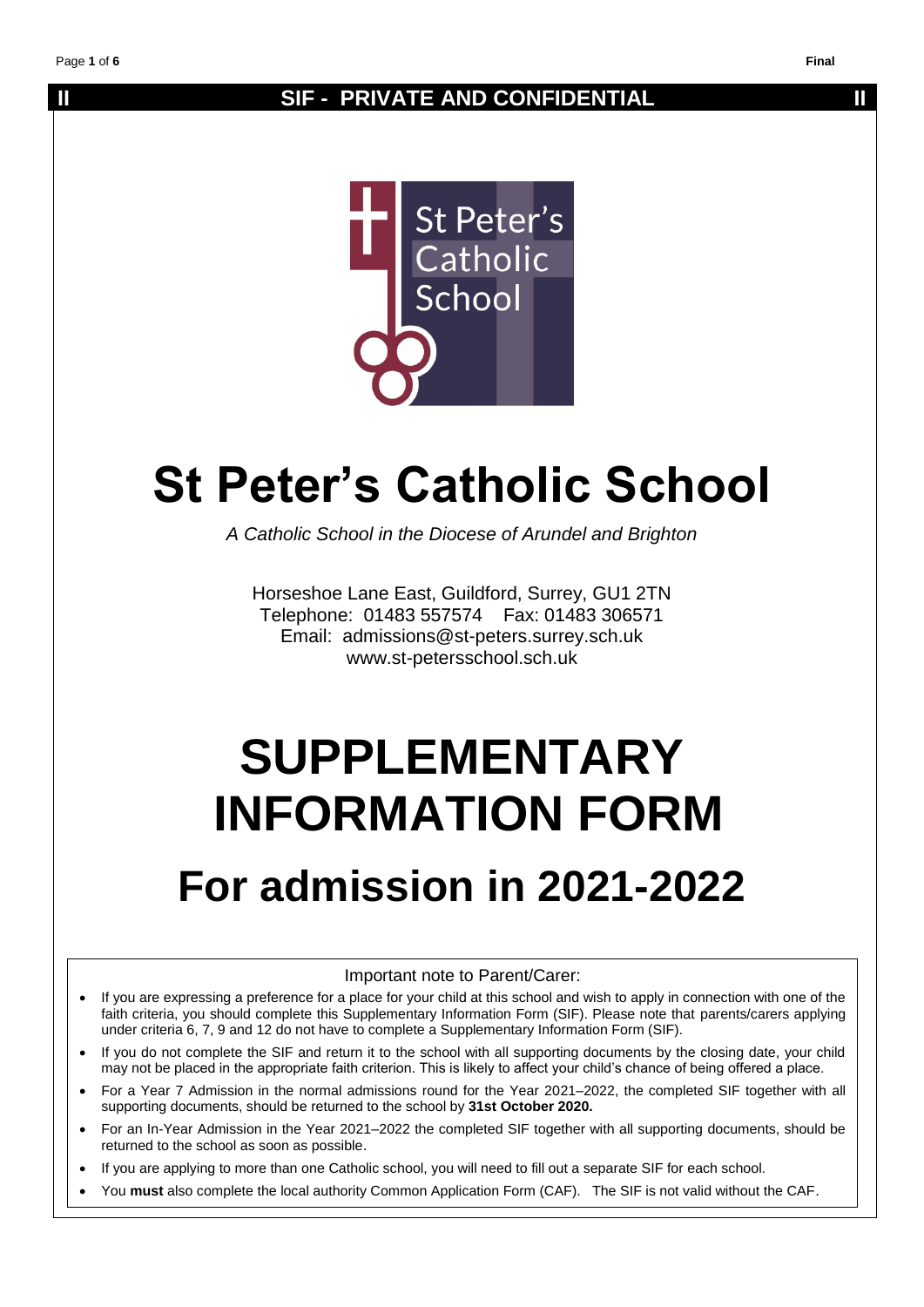**SIF - PRIVATE AND CONFIDENTIAL**

# St Peter's Catholic School

*A Catholic School in the Diocese of Arundel and Brighton*

Horseshoe Lane East, Guildford, Surrey, GU1 2TN
Telephone: 01483 557574 Fax: 01483 306571
Email: admissions@st-peters.surrey.sch.uk
www.st-petersschool.sch.uk

# SUPPLEMENTARY INFORMATION FORM

## For admission in 2021-2022

Important note to Parent/Carer:

- If you are expressing a preference for a place for your child at this school and wish to apply in connection with one of the faith criteria, you should complete this Supplementary Information Form (SIF). Please note that parents/carers applying under criteria 6, 7, 9 and 12 do not have to complete a Supplementary Information Form (SIF).
- If you do not complete the SIF and return it to the school with all supporting documents by the closing date, your child may not be placed in the appropriate faith criterion. This is likely to affect your child's chance of being offered a place.
- For a Year 7 Admission in the normal admissions round for the Year 2021–2022, the completed SIF together with all supporting documents, should be returned to the school by **31st October 2020.**
- For an In-Year Admission in the Year 2021–2022 the completed SIF together with all supporting documents, should be returned to the school as soon as possible.
- If you are applying to more than one Catholic school, you will need to fill out a separate SIF for each school.
- You **must** also complete the local authority Common Application Form (CAF). The SIF is not valid without the CAF.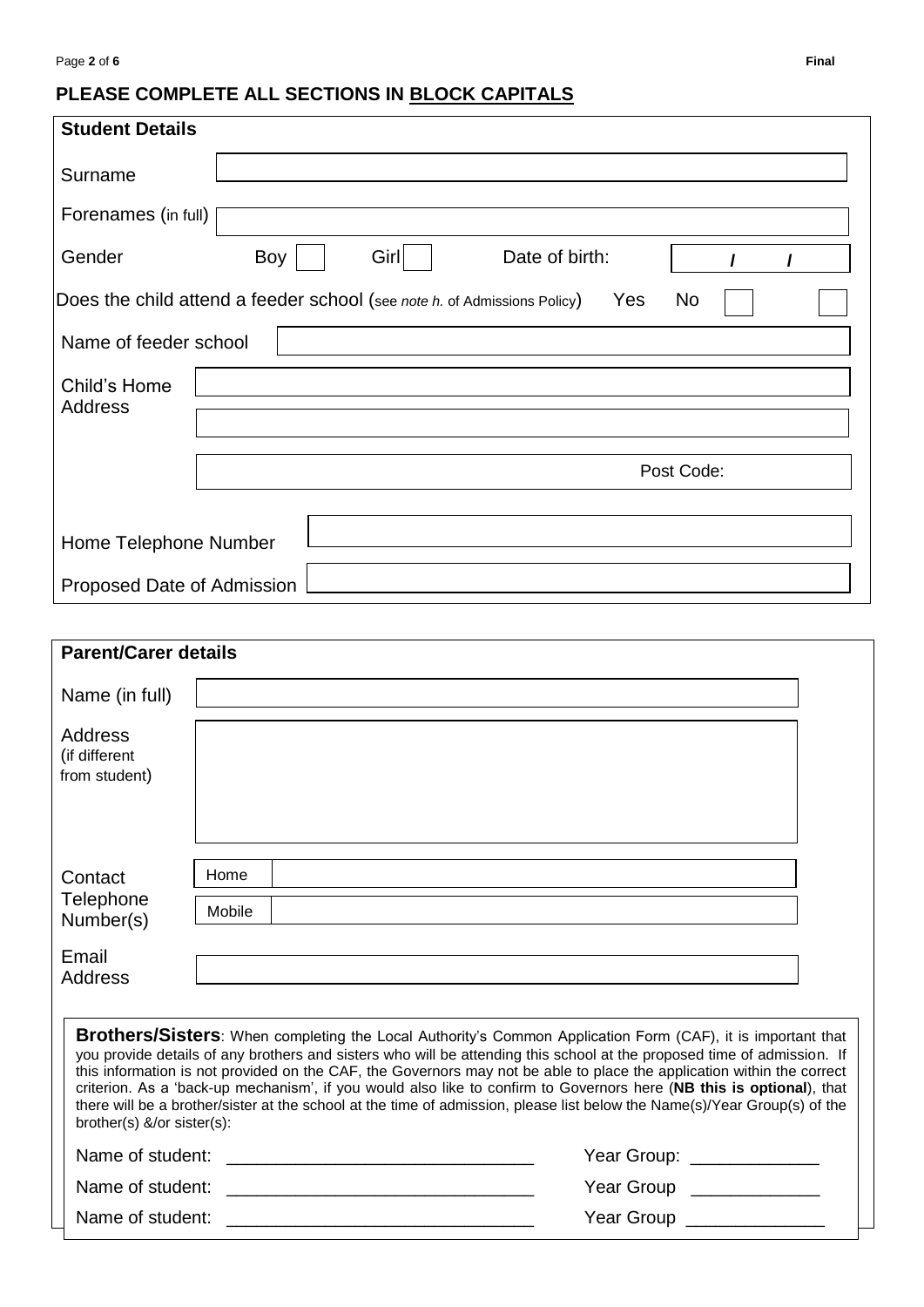## PLEASE COMPLETE ALL SECTIONS IN BLOCK CAPITALS

### Student Details

| | |
|---|---|
| Surname | |
| Forenames (in full) | |
| Gender | Boy ☐ Girl ☐ Date of birth: / / |
| Does the child attend a feeder school (see *note h.* of Admissions Policy) | Yes ☐ No ☐ |
| Name of feeder school | |
| Child's Home Address | |
| | |
| | Post Code: |
| Home Telephone Number | |
| Proposed Date of Admission | |

### Parent/Carer details

| | | |
|---|---|---|
| Name (in full) | | |
| Address (if different from student) | | |
| Contact Telephone Number(s) | Home | |
| | Mobile | |
| Email Address | | |

**Brothers/Sisters**: When completing the Local Authority's Common Application Form (CAF), it is important that you provide details of any brothers and sisters who will be attending this school at the proposed time of admission. If this information is not provided on the CAF, the Governors may not be able to place the application within the correct criterion. As a 'back-up mechanism', if you would also like to confirm to Governors here (**NB this is optional**), that there will be a brother/sister at the school at the time of admission, please list below the Name(s)/Year Group(s) of the brother(s) &/or sister(s):

Name of student: ______________________________ Year Group: ____________

Name of student: ______________________________ Year Group ____________

Name of student: ______________________________ Year Group _____________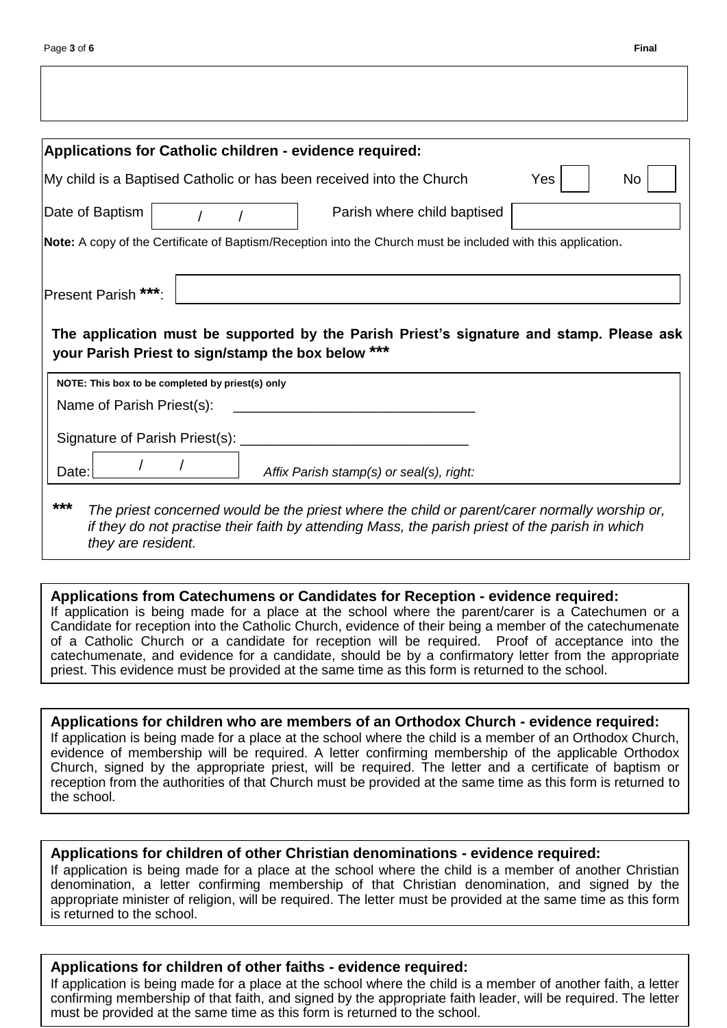## Applications for Catholic children - evidence required:

My child is a Baptised Catholic or has been received into the Church Yes ☐ No ☐

Date of Baptism ___ / ___ / ___ Parish where child baptised ______________

**Note:** A copy of the Certificate of Baptism/Reception into the Church must be included with this application.

Present Parish *******: ______________

**The application must be supported by the Parish Priest's signature and stamp. Please ask your Parish Priest to sign/stamp the box below *****

**NOTE: This box to be completed by priest(s) only**

Name of Parish Priest(s): ______________________________

Signature of Parish Priest(s): ______________________________

Date: ___ / ___ / ___ *Affix Parish stamp(s) or seal(s), right:*

***** *The priest concerned would be the priest where the child or parent/carer normally worship or, if they do not practise their faith by attending Mass, the parish priest of the parish in which they are resident.*

## Applications from Catechumens or Candidates for Reception - evidence required:

If application is being made for a place at the school where the parent/carer is a Catechumen or a Candidate for reception into the Catholic Church, evidence of their being a member of the catechumenate of a Catholic Church or a candidate for reception will be required. Proof of acceptance into the catechumenate, and evidence for a candidate, should be by a confirmatory letter from the appropriate priest. This evidence must be provided at the same time as this form is returned to the school.

## Applications for children who are members of an Orthodox Church - evidence required:

If application is being made for a place at the school where the child is a member of an Orthodox Church, evidence of membership will be required. A letter confirming membership of the applicable Orthodox Church, signed by the appropriate priest, will be required. The letter and a certificate of baptism or reception from the authorities of that Church must be provided at the same time as this form is returned to the school.

## Applications for children of other Christian denominations - evidence required:

If application is being made for a place at the school where the child is a member of another Christian denomination, a letter confirming membership of that Christian denomination, and signed by the appropriate minister of religion, will be required. The letter must be provided at the same time as this form is returned to the school.

## Applications for children of other faiths - evidence required:

If application is being made for a place at the school where the child is a member of another faith, a letter confirming membership of that faith, and signed by the appropriate faith leader, will be required. The letter must be provided at the same time as this form is returned to the school.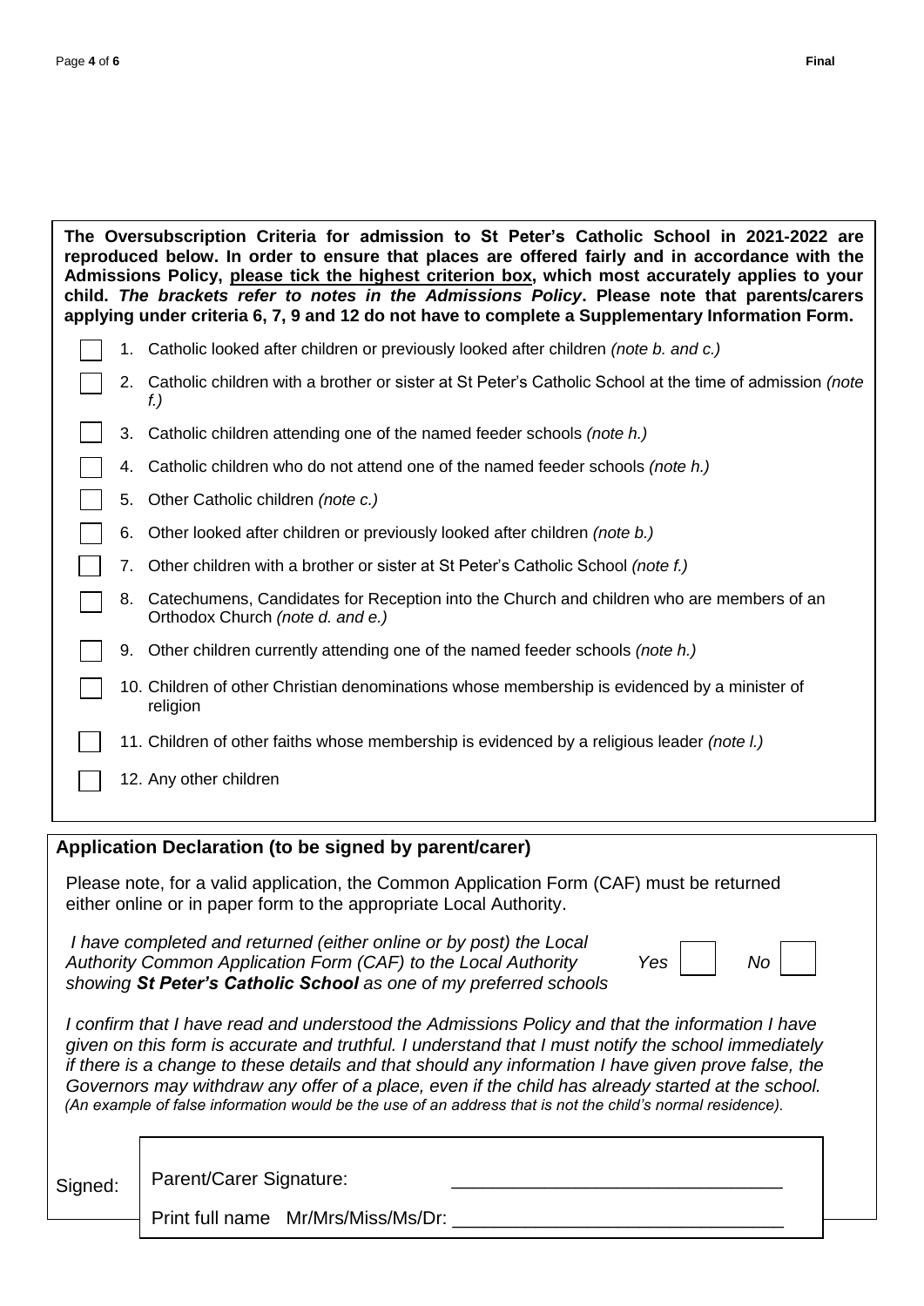**The Oversubscription Criteria for admission to St Peter's Catholic School in 2021-2022 are reproduced below. In order to ensure that places are offered fairly and in accordance with the Admissions Policy, <u>please tick the highest criterion box</u>, which most accurately applies to your child. *The brackets refer to notes in the Admissions Policy*. Please note that parents/carers applying under criteria 6, 7, 9 and 12 do not have to complete a Supplementary Information Form.**

- ☐ 1. Catholic looked after children or previously looked after children *(note b. and c.)*
- ☐ 2. Catholic children with a brother or sister at St Peter's Catholic School at the time of admission *(note f.)*
- ☐ 3. Catholic children attending one of the named feeder schools *(note h.)*
- ☐ 4. Catholic children who do not attend one of the named feeder schools *(note h.)*
- ☐ 5. Other Catholic children *(note c.)*
- ☐ 6. Other looked after children or previously looked after children *(note b.)*
- ☐ 7. Other children with a brother or sister at St Peter's Catholic School *(note f.)*
- ☐ 8. Catechumens, Candidates for Reception into the Church and children who are members of an Orthodox Church *(note d. and e.)*
- ☐ 9. Other children currently attending one of the named feeder schools *(note h.)*
- ☐ 10. Children of other Christian denominations whose membership is evidenced by a minister of religion
- ☐ 11. Children of other faiths whose membership is evidenced by a religious leader *(note l.)*
- ☐ 12. Any other children

## Application Declaration (to be signed by parent/carer)

Please note, for a valid application, the Common Application Form (CAF) must be returned either online or in paper form to the appropriate Local Authority.

*I have completed and returned (either online or by post) the Local Authority Common Application Form (CAF) to the Local Authority showing **St Peter's Catholic School** as one of my preferred schools* *Yes* ☐ *No* ☐

*I confirm that I have read and understood the Admissions Policy and that the information I have given on this form is accurate and truthful. I understand that I must notify the school immediately if there is a change to these details and that should any information I have given prove false, the Governors may withdraw any offer of a place, even if the child has already started at the school. (An example of false information would be the use of an address that is not the child's normal residence).*

Signed:

Parent/Carer Signature: _______________________________

Print full name Mr/Mrs/Miss/Ms/Dr: _______________________________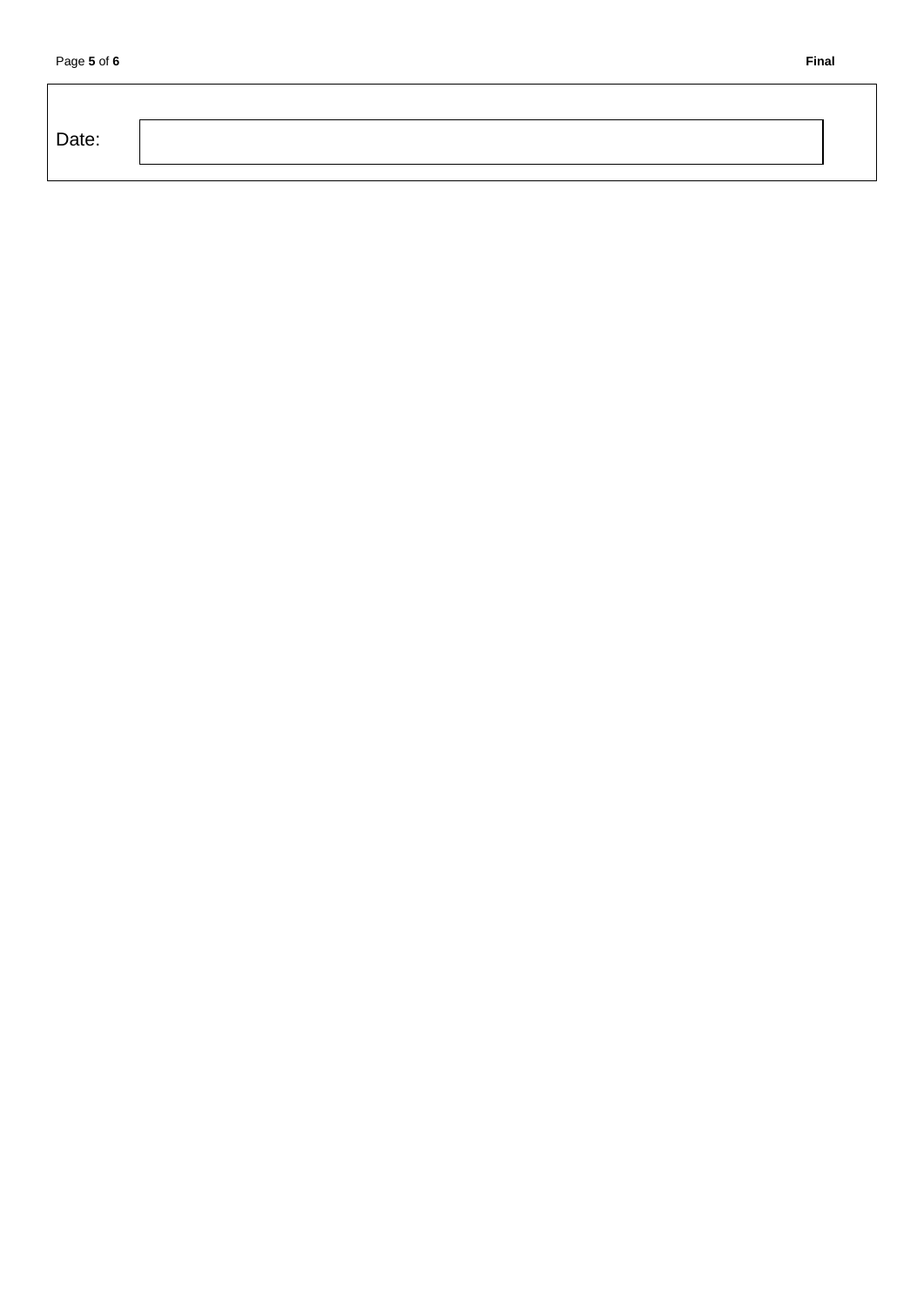| Date: | |
|---|---|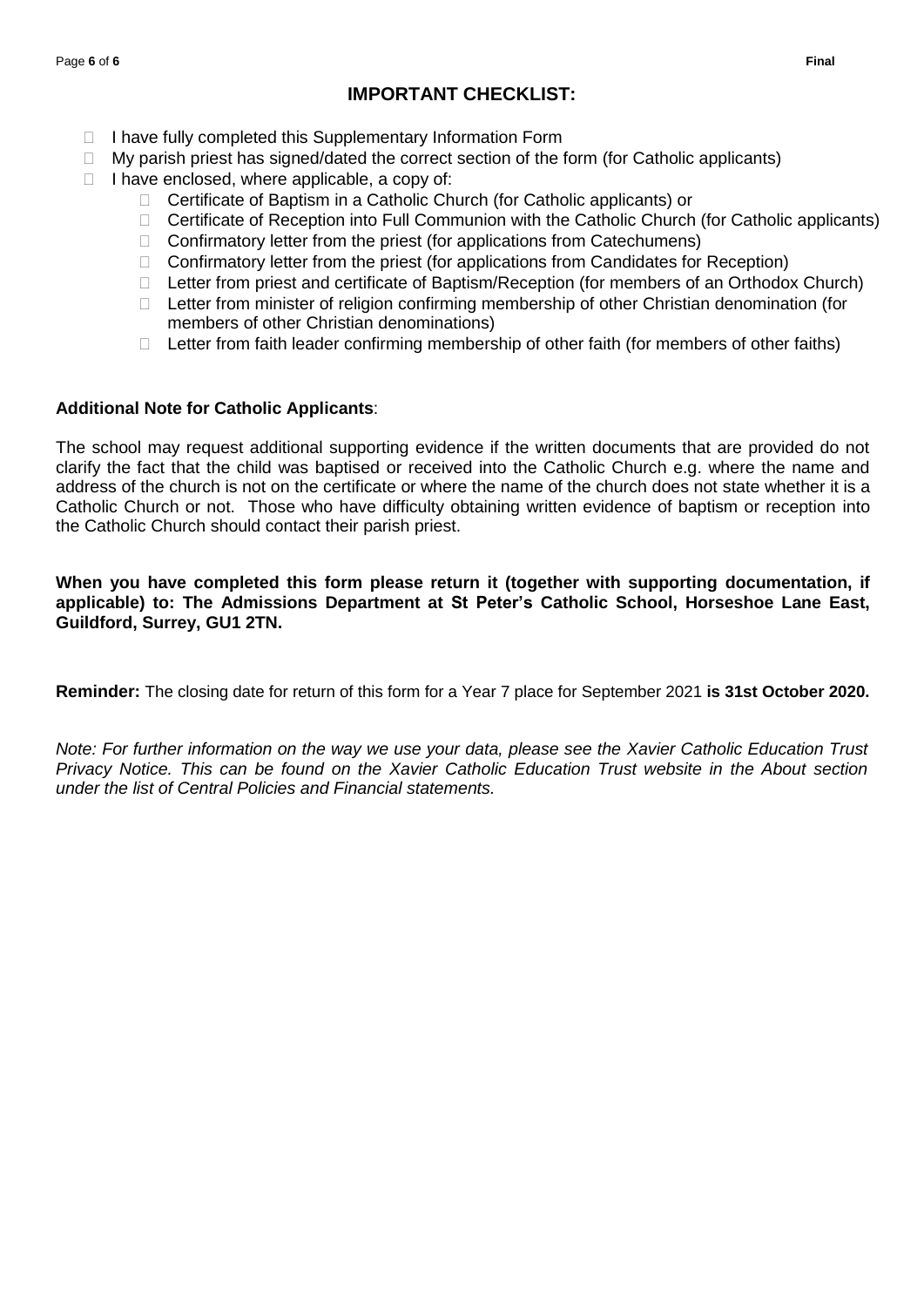## IMPORTANT CHECKLIST:

- ☐ I have fully completed this Supplementary Information Form
- ☐ My parish priest has signed/dated the correct section of the form (for Catholic applicants)
- ☐ I have enclosed, where applicable, a copy of:
  - ☐ Certificate of Baptism in a Catholic Church (for Catholic applicants) or
  - ☐ Certificate of Reception into Full Communion with the Catholic Church (for Catholic applicants)
  - ☐ Confirmatory letter from the priest (for applications from Catechumens)
  - ☐ Confirmatory letter from the priest (for applications from Candidates for Reception)
  - ☐ Letter from priest and certificate of Baptism/Reception (for members of an Orthodox Church)
  - ☐ Letter from minister of religion confirming membership of other Christian denomination (for members of other Christian denominations)
  - ☐ Letter from faith leader confirming membership of other faith (for members of other faiths)

**Additional Note for Catholic Applicants**:

The school may request additional supporting evidence if the written documents that are provided do not clarify the fact that the child was baptised or received into the Catholic Church e.g. where the name and address of the church is not on the certificate or where the name of the church does not state whether it is a Catholic Church or not. Those who have difficulty obtaining written evidence of baptism or reception into the Catholic Church should contact their parish priest.

**When you have completed this form please return it (together with supporting documentation, if applicable) to: The Admissions Department at St Peter's Catholic School, Horseshoe Lane East, Guildford, Surrey, GU1 2TN.**

**Reminder:** The closing date for return of this form for a Year 7 place for September 2021 **is 31st October 2020.**

*Note: For further information on the way we use your data, please see the Xavier Catholic Education Trust Privacy Notice. This can be found on the Xavier Catholic Education Trust website in the About section under the list of Central Policies and Financial statements.*